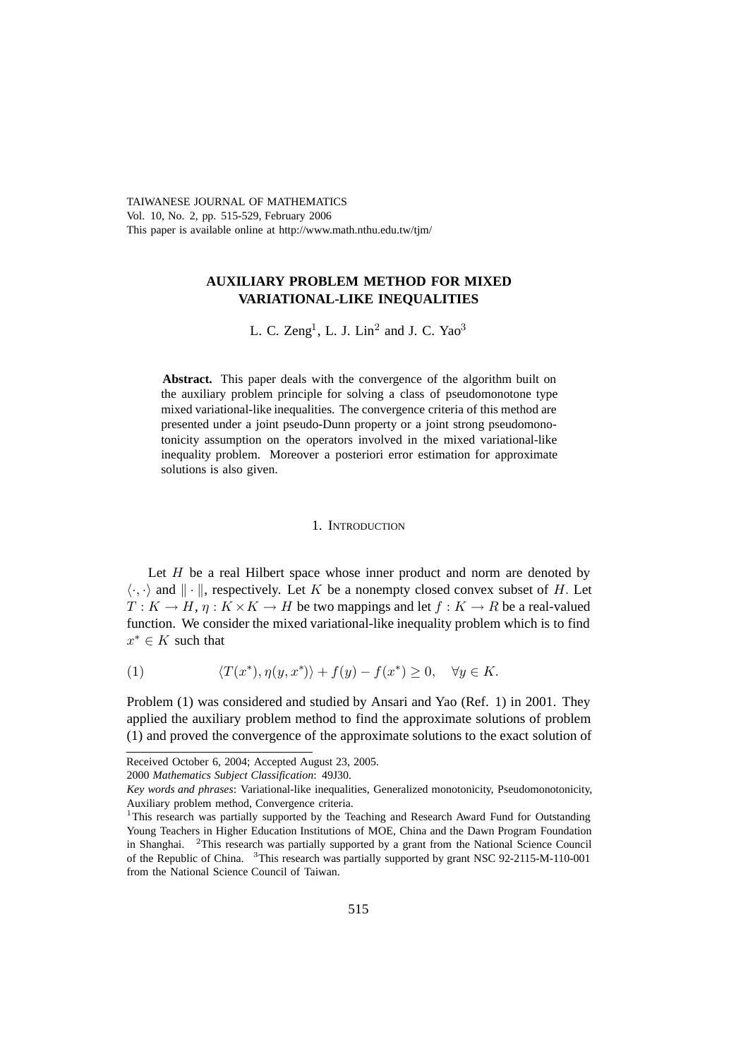# AUXILIARY PROBLEM METHOD FOR MIXED VARIATIONAL-LIKE INEQUALITIES

L. C. Zeng[1], L. J. Lin[2] and J. C. Yao[3]

**Abstract.** This paper deals with the convergence of the algorithm built on the auxiliary problem principle for solving a class of pseudomonotone type mixed variational-like inequalities. The convergence criteria of this method are presented under a joint pseudo-Dunn property or a joint strong pseudomonotonicity assumption on the operators involved in the mixed variational-like inequality problem. Moreover a posteriori error estimation for approximate solutions is also given.

## 1. Introduction

Let $H$ be a real Hilbert space whose inner product and norm are denoted by $\langle \cdot, \cdot \rangle$ and $\| \cdot \|$, respectively. Let $K$ be a nonempty closed convex subset of $H$. Let $T : K \to H$, $\eta : K \times K \to H$ be two mappings and let $f : K \to R$ be a real-valued function. We consider the mixed variational-like inequality problem which is to find $x^* \in K$ such that

$$\langle T(x^*), \eta(y, x^*) \rangle + f(y) - f(x^*) \geq 0, \quad \forall y \in K. \tag{1}$$

Problem (1) was considered and studied by Ansari and Yao (Ref. 1) in 2001. They applied the auxiliary problem method to find the approximate solutions of problem (1) and proved the convergence of the approximate solutions to the exact solution of

---

Received October 6, 2004; Accepted August 23, 2005.

2000 *Mathematics Subject Classification*: 49J30.

*Key words and phrases*: Variational-like inequalities, Generalized monotonicity, Pseudomonotonicity, Auxiliary problem method, Convergence criteria.

[1]This research was partially supported by the Teaching and Research Award Fund for Outstanding Young Teachers in Higher Education Institutions of MOE, China and the Dawn Program Foundation in Shanghai. [2]This research was partially supported by a grant from the National Science Council of the Republic of China. [3]This research was partially supported by grant NSC 92-2115-M-110-001 from the National Science Council of Taiwan.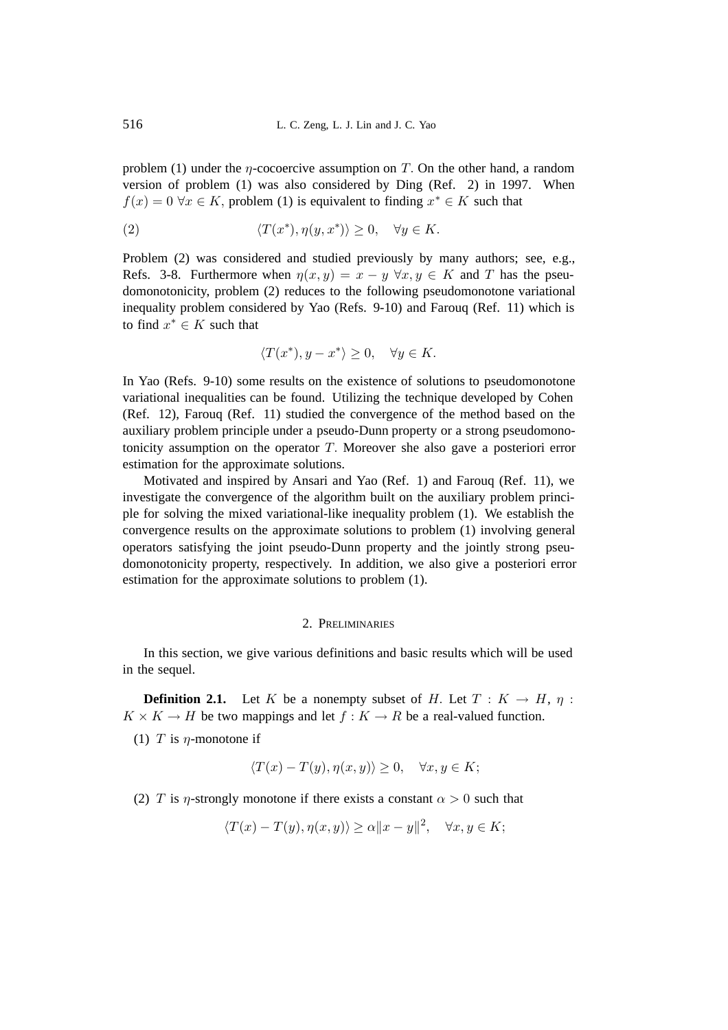problem (1) under the $\eta$-cocoercive assumption on $T$. On the other hand, a random version of problem (1) was also considered by Ding (Ref. 2) in 1997. When $f(x) = 0 \ \forall x \in K$, problem (1) is equivalent to finding $x^* \in K$ such that

$$(2) \qquad \langle T(x^*), \eta(y, x^*)\rangle \geq 0, \quad \forall y \in K.$$

Problem (2) was considered and studied previously by many authors; see, e.g., Refs. 3-8. Furthermore when $\eta(x, y) = x - y \ \forall x, y \in K$ and $T$ has the pseudomonotonicity, problem (2) reduces to the following pseudomonotone variational inequality problem considered by Yao (Refs. 9-10) and Farouq (Ref. 11) which is to find $x^* \in K$ such that

$$\langle T(x^*), y - x^*\rangle \geq 0, \quad \forall y \in K.$$

In Yao (Refs. 9-10) some results on the existence of solutions to pseudomonotone variational inequalities can be found. Utilizing the technique developed by Cohen (Ref. 12), Farouq (Ref. 11) studied the convergence of the method based on the auxiliary problem principle under a pseudo-Dunn property or a strong pseudomonotonicity assumption on the operator $T$. Moreover she also gave a posteriori error estimation for the approximate solutions.

Motivated and inspired by Ansari and Yao (Ref. 1) and Farouq (Ref. 11), we investigate the convergence of the algorithm built on the auxiliary problem principle for solving the mixed variational-like inequality problem (1). We establish the convergence results on the approximate solutions to problem (1) involving general operators satisfying the joint pseudo-Dunn property and the jointly strong pseudomonotonicity property, respectively. In addition, we also give a posteriori error estimation for the approximate solutions to problem (1).

## 2. Preliminaries

In this section, we give various definitions and basic results which will be used in the sequel.

**Definition 2.1.** Let $K$ be a nonempty subset of $H$. Let $T : K \to H$, $\eta : K \times K \to H$ be two mappings and let $f : K \to R$ be a real-valued function.

(1) $T$ is $\eta$-monotone if

$$\langle T(x) - T(y), \eta(x, y)\rangle \geq 0, \quad \forall x, y \in K;$$

(2) $T$ is $\eta$-strongly monotone if there exists a constant $\alpha > 0$ such that

$$\langle T(x) - T(y), \eta(x, y)\rangle \geq \alpha\|x - y\|^2, \quad \forall x, y \in K;$$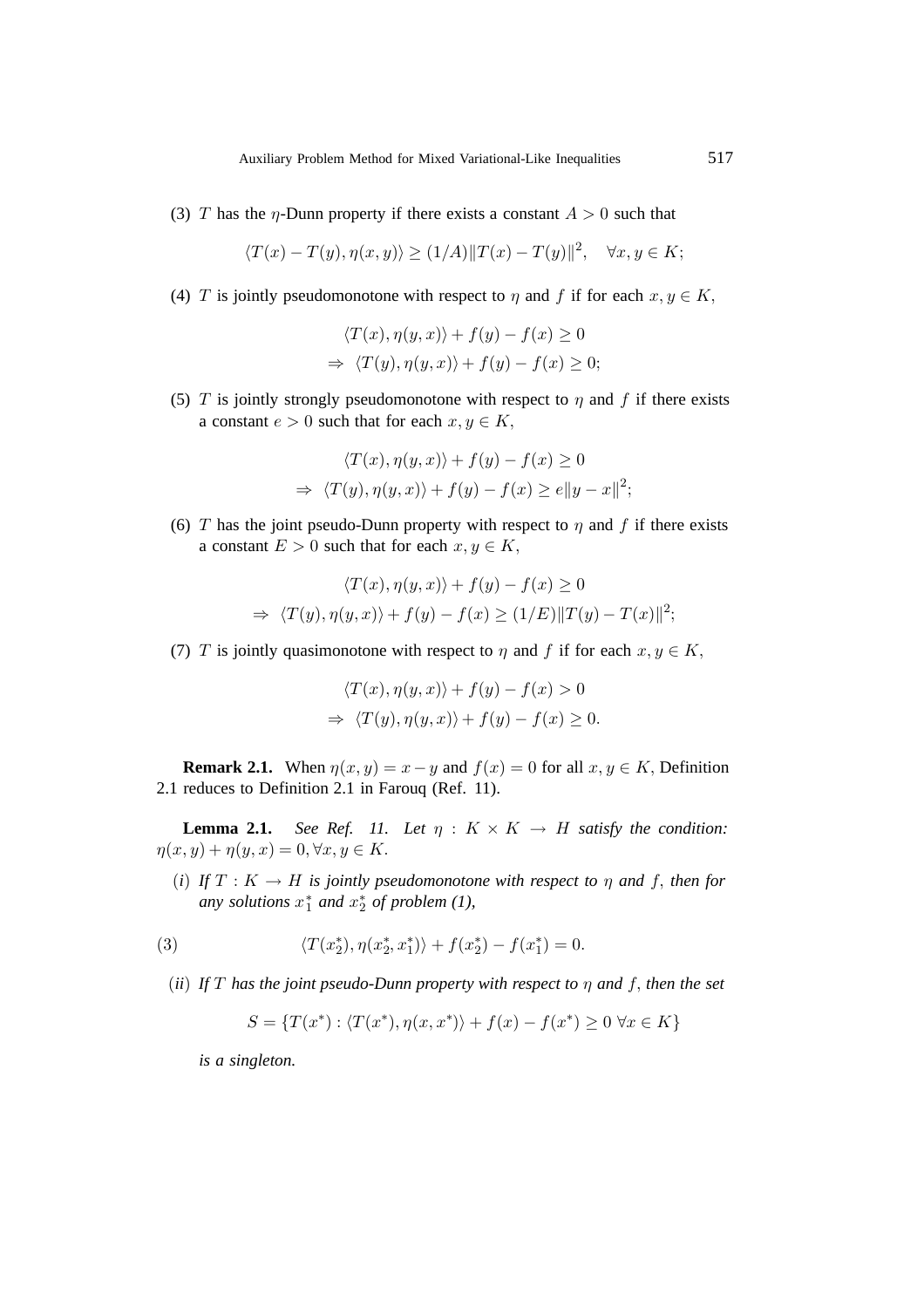(3) $T$ has the $\eta$-Dunn property if there exists a constant $A > 0$ such that

$$\langle T(x) - T(y), \eta(x, y)\rangle \geq (1/A)\|T(x) - T(y)\|^2, \quad \forall x, y \in K;$$

(4) $T$ is jointly pseudomonotone with respect to $\eta$ and $f$ if for each $x, y \in K$,

$$\begin{aligned} &\langle T(x), \eta(y, x)\rangle + f(y) - f(x) \geq 0 \\ \Rightarrow\ &\langle T(y), \eta(y, x)\rangle + f(y) - f(x) \geq 0; \end{aligned}$$

(5) $T$ is jointly strongly pseudomonotone with respect to $\eta$ and $f$ if there exists a constant $e > 0$ such that for each $x, y \in K$,

$$\begin{aligned} &\langle T(x), \eta(y, x)\rangle + f(y) - f(x) \geq 0 \\ \Rightarrow\ &\langle T(y), \eta(y, x)\rangle + f(y) - f(x) \geq e\|y - x\|^2; \end{aligned}$$

(6) $T$ has the joint pseudo-Dunn property with respect to $\eta$ and $f$ if there exists a constant $E > 0$ such that for each $x, y \in K$,

$$\begin{aligned} &\langle T(x), \eta(y, x)\rangle + f(y) - f(x) \geq 0 \\ \Rightarrow\ &\langle T(y), \eta(y, x)\rangle + f(y) - f(x) \geq (1/E)\|T(y) - T(x)\|^2; \end{aligned}$$

(7) $T$ is jointly quasimonotone with respect to $\eta$ and $f$ if for each $x, y \in K$,

$$\begin{aligned} &\langle T(x), \eta(y, x)\rangle + f(y) - f(x) > 0 \\ \Rightarrow\ &\langle T(y), \eta(y, x)\rangle + f(y) - f(x) \geq 0. \end{aligned}$$

**Remark 2.1.** When $\eta(x, y) = x - y$ and $f(x) = 0$ for all $x, y \in K$, Definition 2.1 reduces to Definition 2.1 in Farouq (Ref. 11).

**Lemma 2.1.** *See Ref. 11. Let $\eta : K \times K \to H$ satisfy the condition: $\eta(x, y) + \eta(y, x) = 0, \forall x, y \in K$.*

(*i*) *If $T : K \to H$ is jointly pseudomonotone with respect to $\eta$ and $f$, then for any solutions $x_1^*$ and $x_2^*$ of problem (1),*

$$\langle T(x_2^*), \eta(x_2^*, x_1^*)\rangle + f(x_2^*) - f(x_1^*) = 0. \tag{3}$$

(*ii*) *If $T$ has the joint pseudo-Dunn property with respect to $\eta$ and $f$, then the set*

$$S = \{T(x^*) : \langle T(x^*), \eta(x, x^*)\rangle + f(x) - f(x^*) \geq 0\ \forall x \in K\}$$

*is a singleton.*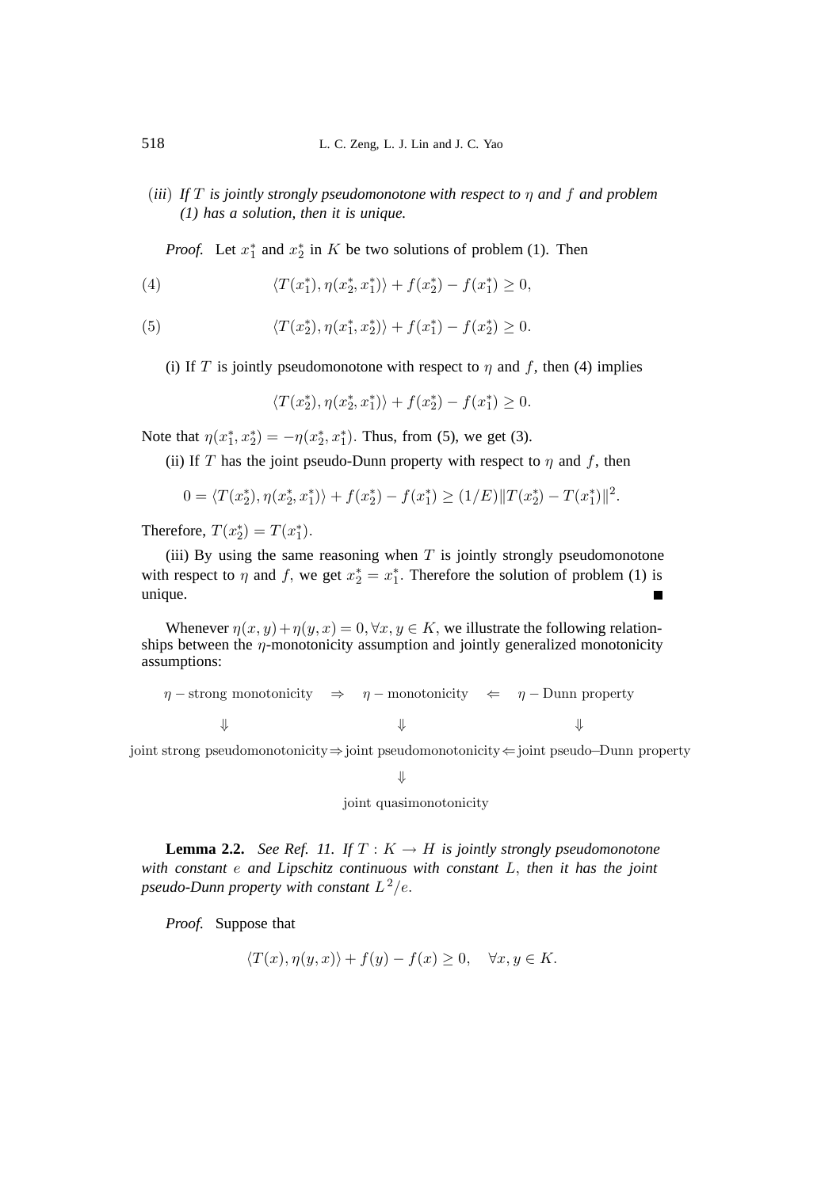(*iii*) *If $T$ is jointly strongly pseudomonotone with respect to $\eta$ and $f$ and problem (1) has a solution, then it is unique.*

*Proof.* Let $x_1^*$ and $x_2^*$ in $K$ be two solutions of problem (1). Then

$$\langle T(x_1^*), \eta(x_2^*, x_1^*)\rangle + f(x_2^*) - f(x_1^*) \geq 0, \tag{4}$$

$$\langle T(x_2^*), \eta(x_1^*, x_2^*)\rangle + f(x_1^*) - f(x_2^*) \geq 0. \tag{5}$$

(i) If $T$ is jointly pseudomonotone with respect to $\eta$ and $f$, then (4) implies

$$\langle T(x_2^*), \eta(x_2^*, x_1^*)\rangle + f(x_2^*) - f(x_1^*) \geq 0.$$

Note that $\eta(x_1^*, x_2^*) = -\eta(x_2^*, x_1^*)$. Thus, from (5), we get (3).

(ii) If $T$ has the joint pseudo-Dunn property with respect to $\eta$ and $f$, then

$$0 = \langle T(x_2^*), \eta(x_2^*, x_1^*)\rangle + f(x_2^*) - f(x_1^*) \geq (1/E)\|T(x_2^*) - T(x_1^*)\|^2.$$

Therefore, $T(x_2^*) = T(x_1^*)$.

(iii) By using the same reasoning when $T$ is jointly strongly pseudomonotone with respect to $\eta$ and $f$, we get $x_2^* = x_1^*$. Therefore the solution of problem (1) is unique. ∎

Whenever $\eta(x, y) + \eta(y, x) = 0, \forall x, y \in K$, we illustrate the following relationships between the $\eta$-monotonicity assumption and jointly generalized monotonicity assumptions:

$$\begin{array}{ccccc}
\eta-\text{strong monotonicity} & \Rightarrow & \eta-\text{monotonicity} & \Leftarrow & \eta-\text{Dunn property} \\
\Downarrow & & \Downarrow & & \Downarrow \\
\text{joint strong pseudomonotonicity} & \Rightarrow & \text{joint pseudomonotonicity} & \Leftarrow & \text{joint pseudo–Dunn property} \\
 & & \Downarrow & & \\
 & & \text{joint quasimonotonicity} & &
\end{array}$$

**Lemma 2.2.** *See Ref. 11. If $T : K \to H$ is jointly strongly pseudomonotone with constant $e$ and Lipschitz continuous with constant $L$, then it has the joint pseudo-Dunn property with constant $L^2/e$.*

*Proof.* Suppose that

$$\langle T(x), \eta(y, x)\rangle + f(y) - f(x) \geq 0, \quad \forall x, y \in K.$$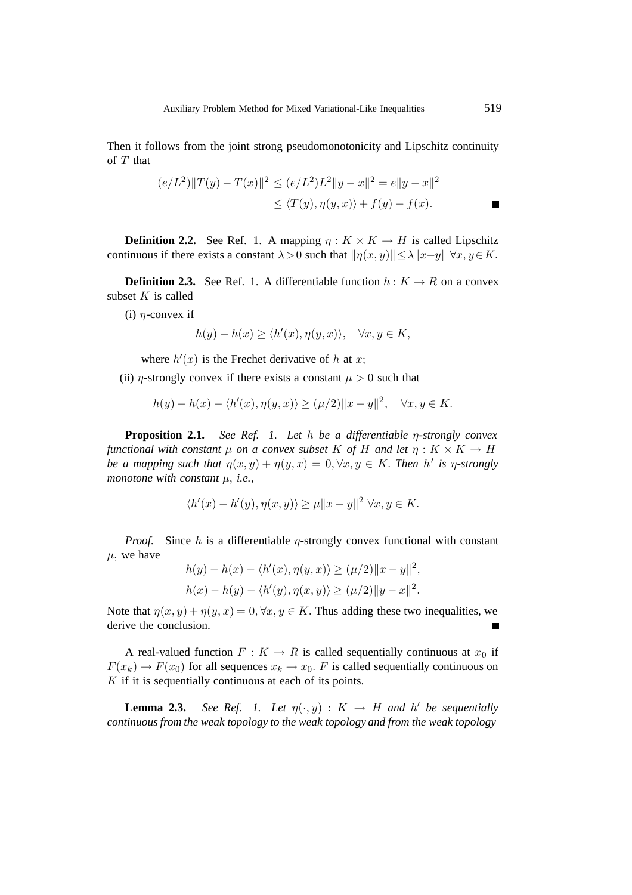Then it follows from the joint strong pseudomonotonicity and Lipschitz continuity of $T$ that

$$
\begin{aligned}
(e/L^2)\|T(y) - T(x)\|^2 &\leq (e/L^2)L^2\|y - x\|^2 = e\|y - x\|^2 \\
&\leq \langle T(y), \eta(y, x)\rangle + f(y) - f(x).
\end{aligned}
$$

∎

**Definition 2.2.** See Ref. 1. A mapping $\eta : K \times K \to H$ is called Lipschitz continuous if there exists a constant $\lambda > 0$ such that $\|\eta(x, y)\| \leq \lambda\|x - y\|\ \forall x, y \in K$.

**Definition 2.3.** See Ref. 1. A differentiable function $h : K \to R$ on a convex subset $K$ is called

(i) $\eta$-convex if

$$
h(y) - h(x) \geq \langle h'(x), \eta(y, x)\rangle, \quad \forall x, y \in K,
$$

where $h'(x)$ is the Frechet derivative of $h$ at $x$;

(ii) $\eta$-strongly convex if there exists a constant $\mu > 0$ such that

$$
h(y) - h(x) - \langle h'(x), \eta(y, x)\rangle \geq (\mu/2)\|x - y\|^2, \quad \forall x, y \in K.
$$

**Proposition 2.1.** *See Ref. 1. Let $h$ be a differentiable $\eta$-strongly convex functional with constant $\mu$ on a convex subset $K$ of $H$ and let $\eta : K \times K \to H$ be a mapping such that $\eta(x, y) + \eta(y, x) = 0, \forall x, y \in K$. Then $h'$ is $\eta$-strongly monotone with constant $\mu$, i.e.,*

$$
\langle h'(x) - h'(y), \eta(x, y)\rangle \geq \mu\|x - y\|^2\ \forall x, y \in K.
$$

*Proof.* Since $h$ is a differentiable $\eta$-strongly convex functional with constant $\mu$, we have

$$
\begin{aligned}
h(y) - h(x) - \langle h'(x), \eta(y, x)\rangle &\geq (\mu/2)\|x - y\|^2, \\
h(x) - h(y) - \langle h'(y), \eta(x, y)\rangle &\geq (\mu/2)\|y - x\|^2.
\end{aligned}
$$

Note that $\eta(x, y) + \eta(y, x) = 0, \forall x, y \in K$. Thus adding these two inequalities, we derive the conclusion. ∎

A real-valued function $F : K \to R$ is called sequentially continuous at $x_0$ if $F(x_k) \to F(x_0)$ for all sequences $x_k \to x_0$. $F$ is called sequentially continuous on $K$ if it is sequentially continuous at each of its points.

**Lemma 2.3.** *See Ref. 1. Let $\eta(\cdot, y) : K \to H$ and $h'$ be sequentially continuous from the weak topology to the weak topology and from the weak topology*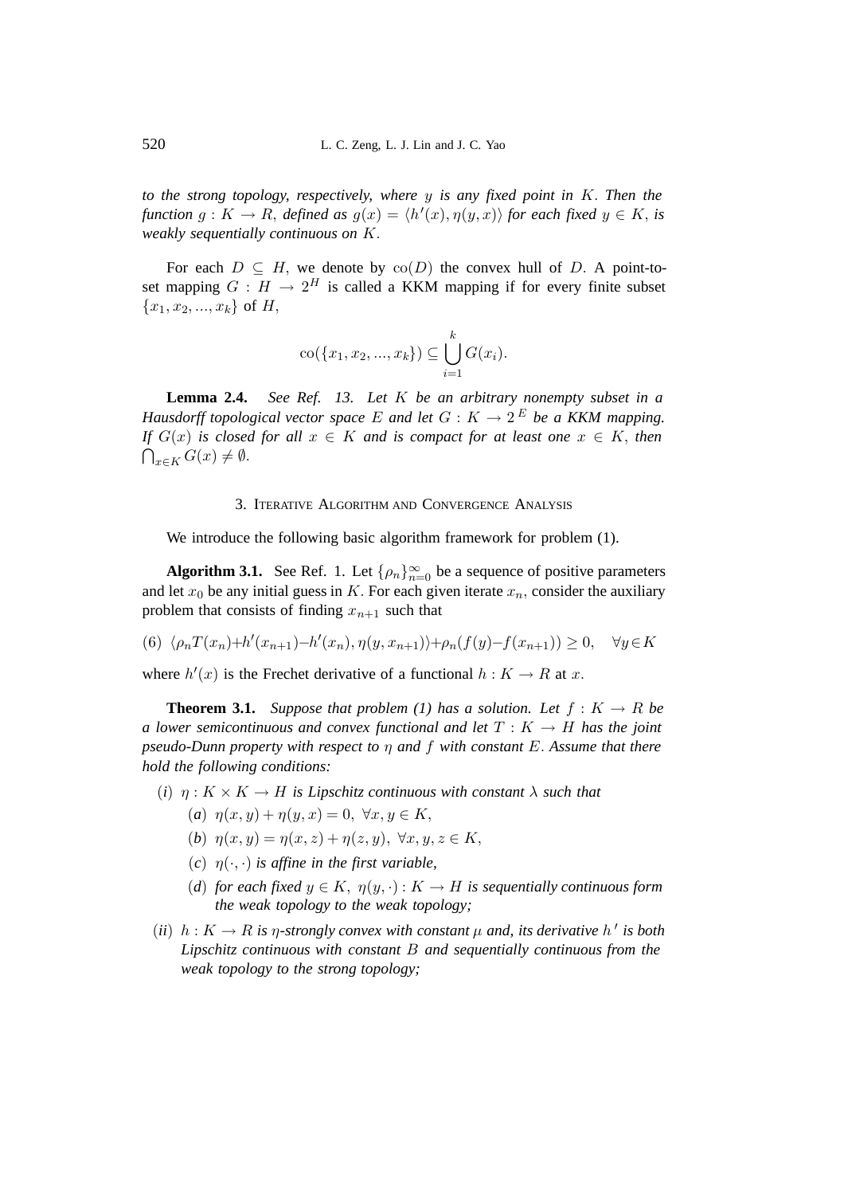*to the strong topology, respectively, where $y$ is any fixed point in $K$. Then the function $g : K \to R$, defined as $g(x) = \langle h'(x), \eta(y, x)\rangle$ for each fixed $y \in K$, is weakly sequentially continuous on $K$.*

For each $D \subseteq H$, we denote by $\mathrm{co}(D)$ the convex hull of $D$. A point-to-set mapping $G : H \to 2^H$ is called a KKM mapping if for every finite subset $\{x_1, x_2, ..., x_k\}$ of $H$,

$$\mathrm{co}(\{x_1, x_2, ..., x_k\}) \subseteq \bigcup_{i=1}^{k} G(x_i).$$

**Lemma 2.4.** *See Ref. 13. Let $K$ be an arbitrary nonempty subset in a Hausdorff topological vector space $E$ and let $G : K \to 2^E$ be a KKM mapping. If $G(x)$ is closed for all $x \in K$ and is compact for at least one $x \in K$, then $\bigcap_{x\in K} G(x) \neq \emptyset$.*

## 3. Iterative Algorithm and Convergence Analysis

We introduce the following basic algorithm framework for problem (1).

**Algorithm 3.1.** See Ref. 1. Let $\{\rho_n\}_{n=0}^{\infty}$ be a sequence of positive parameters and let $x_0$ be any initial guess in $K$. For each given iterate $x_n$, consider the auxiliary problem that consists of finding $x_{n+1}$ such that

$$(6)\ \ \langle \rho_n T(x_n) + h'(x_{n+1}) - h'(x_n), \eta(y, x_{n+1})\rangle + \rho_n(f(y) - f(x_{n+1})) \geq 0, \quad \forall y \in K$$

where $h'(x)$ is the Frechet derivative of a functional $h : K \to R$ at $x$.

**Theorem 3.1.** *Suppose that problem (1) has a solution. Let $f : K \to R$ be a lower semicontinuous and convex functional and let $T : K \to H$ has the joint pseudo-Dunn property with respect to $\eta$ and $f$ with constant $E$. Assume that there hold the following conditions:*

- ($i$) *$\eta : K \times K \to H$ is Lipschitz continuous with constant $\lambda$ such that*
  - ($a$) $\eta(x, y) + \eta(y, x) = 0,\ \forall x, y \in K,$
  - ($b$) $\eta(x, y) = \eta(x, z) + \eta(z, y),\ \forall x, y, z \in K,$
  - ($c$) *$\eta(\cdot, \cdot)$ is affine in the first variable,*
  - ($d$) *for each fixed $y \in K$, $\eta(y, \cdot) : K \to H$ is sequentially continuous form the weak topology to the weak topology;*
- ($ii$) *$h : K \to R$ is $\eta$-strongly convex with constant $\mu$ and, its derivative $h'$ is both Lipschitz continuous with constant $B$ and sequentially continuous from the weak topology to the strong topology;*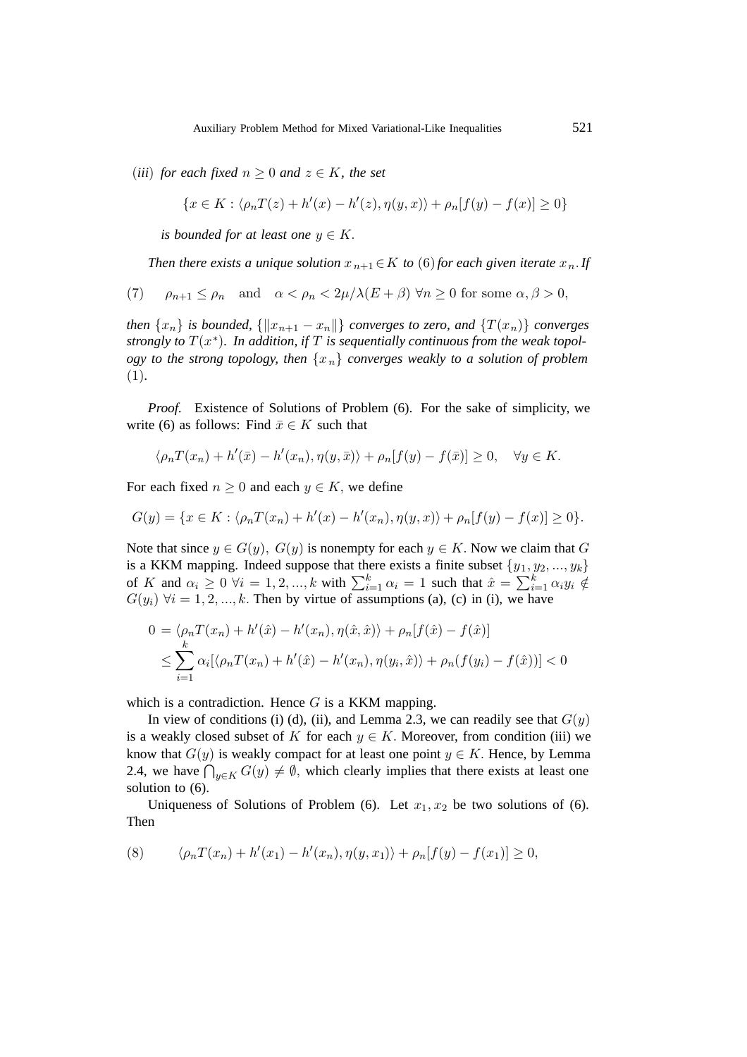(*iii*) *for each fixed* $n \geq 0$ *and* $z \in K$*, the set*

$$\{x \in K : \langle \rho_n T(z) + h'(x) - h'(z), \eta(y,x)\rangle + \rho_n[f(y) - f(x)] \geq 0\}$$

*is bounded for at least one* $y \in K$.

*Then there exists a unique solution* $x_{n+1} \in K$ *to* (6) *for each given iterate* $x_n$*. If*

$$\rho_{n+1} \leq \rho_n \quad \text{and} \quad \alpha < \rho_n < 2\mu/\lambda(E+\beta) \ \forall n \geq 0 \text{ for some } \alpha, \beta > 0, \tag{7}$$

*then* $\{x_n\}$ *is bounded,* $\{\|x_{n+1} - x_n\|\}$ *converges to zero, and* $\{T(x_n)\}$ *converges strongly to* $T(x^*)$*. In addition, if* $T$ *is sequentially continuous from the weak topology to the strong topology, then* $\{x_n\}$ *converges weakly to a solution of problem* (1)*.*

*Proof.* Existence of Solutions of Problem (6). For the sake of simplicity, we write (6) as follows: Find $\bar{x} \in K$ such that

$$\langle \rho_n T(x_n) + h'(\bar{x}) - h'(x_n), \eta(y, \bar{x})\rangle + \rho_n[f(y) - f(\bar{x})] \geq 0, \quad \forall y \in K.$$

For each fixed $n \geq 0$ and each $y \in K$, we define

$$G(y) = \{x \in K : \langle \rho_n T(x_n) + h'(x) - h'(x_n), \eta(y,x)\rangle + \rho_n[f(y) - f(x)] \geq 0\}.$$

Note that since $y \in G(y)$, $G(y)$ is nonempty for each $y \in K$. Now we claim that $G$ is a KKM mapping. Indeed suppose that there exists a finite subset $\{y_1, y_2, ..., y_k\}$ of $K$ and $\alpha_i \geq 0 \ \forall i = 1, 2, ..., k$ with $\sum_{i=1}^k \alpha_i = 1$ such that $\hat{x} = \sum_{i=1}^k \alpha_i y_i \notin G(y_i) \ \forall i = 1, 2, ..., k$. Then by virtue of assumptions (a), (c) in (i), we have

$$\begin{aligned}
0 &= \langle \rho_n T(x_n) + h'(\hat{x}) - h'(x_n), \eta(\hat{x}, \hat{x})\rangle + \rho_n[f(\hat{x}) - f(\hat{x})] \\
&\leq \sum_{i=1}^k \alpha_i [\langle \rho_n T(x_n) + h'(\hat{x}) - h'(x_n), \eta(y_i, \hat{x})\rangle + \rho_n(f(y_i) - f(\hat{x}))] < 0
\end{aligned}$$

which is a contradiction. Hence $G$ is a KKM mapping.

In view of conditions (i) (d), (ii), and Lemma 2.3, we can readily see that $G(y)$ is a weakly closed subset of $K$ for each $y \in K$. Moreover, from condition (iii) we know that $G(y)$ is weakly compact for at least one point $y \in K$. Hence, by Lemma 2.4, we have $\bigcap_{y \in K} G(y) \neq \emptyset$, which clearly implies that there exists at least one solution to (6).

Uniqueness of Solutions of Problem (6). Let $x_1, x_2$ be two solutions of (6). Then

$$\langle \rho_n T(x_n) + h'(x_1) - h'(x_n), \eta(y, x_1)\rangle + \rho_n[f(y) - f(x_1)] \geq 0, \tag{8}$$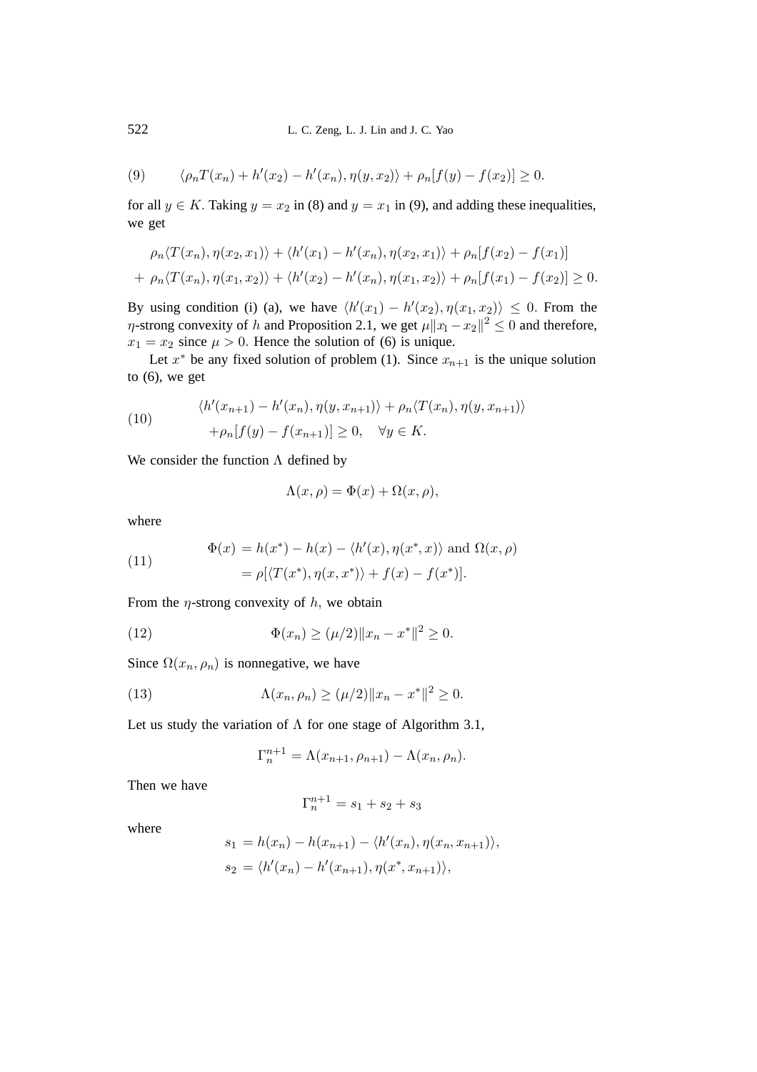$$
(9) \qquad \langle \rho_n T(x_n) + h'(x_2) - h'(x_n), \eta(y, x_2)\rangle + \rho_n[f(y) - f(x_2)] \geq 0.
$$

for all $y \in K$. Taking $y = x_2$ in (8) and $y = x_1$ in (9), and adding these inequalities, we get

$$
\begin{aligned}
&\rho_n\langle T(x_n), \eta(x_2, x_1)\rangle + \langle h'(x_1) - h'(x_n), \eta(x_2, x_1)\rangle + \rho_n[f(x_2) - f(x_1)] \\
&+ \rho_n\langle T(x_n), \eta(x_1, x_2)\rangle + \langle h'(x_2) - h'(x_n), \eta(x_1, x_2)\rangle + \rho_n[f(x_1) - f(x_2)] \geq 0.
\end{aligned}
$$

By using condition (i) (a), we have $\langle h'(x_1) - h'(x_2), \eta(x_1, x_2)\rangle \leq 0$. From the $\eta$-strong convexity of $h$ and Proposition 2.1, we get $\mu\|x_1 - x_2\|^2 \leq 0$ and therefore, $x_1 = x_2$ since $\mu > 0$. Hence the solution of (6) is unique.

Let $x^*$ be any fixed solution of problem (1). Since $x_{n+1}$ is the unique solution to (6), we get

$$
(10) \qquad
\begin{aligned}
&\langle h'(x_{n+1}) - h'(x_n), \eta(y, x_{n+1})\rangle + \rho_n\langle T(x_n), \eta(y, x_{n+1})\rangle \\
&+\rho_n[f(y) - f(x_{n+1})] \geq 0, \quad \forall y \in K.
\end{aligned}
$$

We consider the function $\Lambda$ defined by

$$
\Lambda(x, \rho) = \Phi(x) + \Omega(x, \rho),
$$

where

$$
(11) \qquad
\begin{aligned}
\Phi(x) &= h(x^*) - h(x) - \langle h'(x), \eta(x^*, x)\rangle \text{ and } \Omega(x, \rho) \\
&= \rho[\langle T(x^*), \eta(x, x^*)\rangle + f(x) - f(x^*)].
\end{aligned}
$$

From the $\eta$-strong convexity of $h$, we obtain

$$
(12) \qquad \Phi(x_n) \geq (\mu/2)\|x_n - x^*\|^2 \geq 0.
$$

Since $\Omega(x_n, \rho_n)$ is nonnegative, we have

$$
(13) \qquad \Lambda(x_n, \rho_n) \geq (\mu/2)\|x_n - x^*\|^2 \geq 0.
$$

Let us study the variation of $\Lambda$ for one stage of Algorithm 3.1,

$$
\Gamma_n^{n+1} = \Lambda(x_{n+1}, \rho_{n+1}) - \Lambda(x_n, \rho_n).
$$

Then we have

$$
\Gamma_n^{n+1} = s_1 + s_2 + s_3
$$

where

$$
\begin{aligned}
s_1 &= h(x_n) - h(x_{n+1}) - \langle h'(x_n), \eta(x_n, x_{n+1})\rangle, \\
s_2 &= \langle h'(x_n) - h'(x_{n+1}), \eta(x^*, x_{n+1})\rangle,
\end{aligned}
$$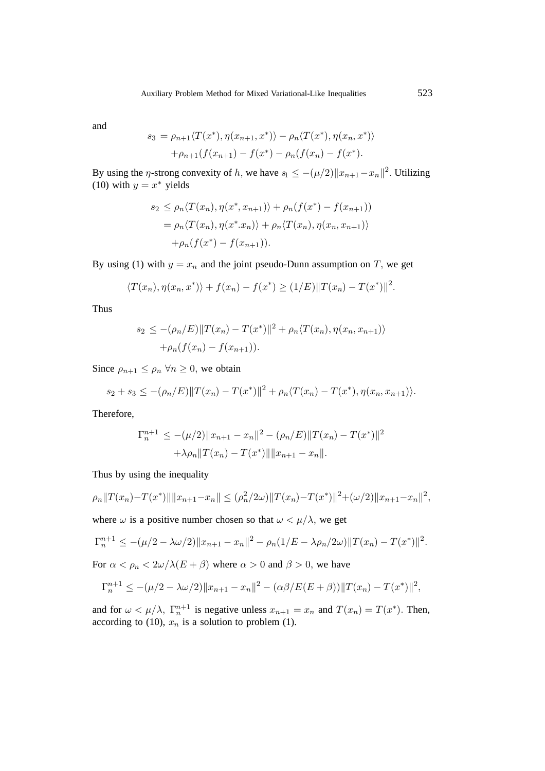and

$$
\begin{aligned}
s_3 &= \rho_{n+1}\langle T(x^*), \eta(x_{n+1}, x^*)\rangle - \rho_n \langle T(x^*), \eta(x_n, x^*)\rangle \\
&\quad + \rho_{n+1}(f(x_{n+1}) - f(x^*) - \rho_n(f(x_n) - f(x^*).
\end{aligned}
$$

By using the $\eta$-strong convexity of $h$, we have $s_1 \le -(\mu/2)\|x_{n+1} - x_n\|^2$. Utilizing (10) with $y = x^*$ yields

$$
\begin{aligned}
s_2 &\le \rho_n \langle T(x_n), \eta(x^*, x_{n+1})\rangle + \rho_n(f(x^*) - f(x_{n+1})) \\
&= \rho_n \langle T(x_n), \eta(x^*.x_n)\rangle + \rho_n \langle T(x_n), \eta(x_n, x_{n+1})\rangle \\
&\quad + \rho_n(f(x^*) - f(x_{n+1})).
\end{aligned}
$$

By using (1) with $y = x_n$ and the joint pseudo-Dunn assumption on $T$, we get

$$
\langle T(x_n), \eta(x_n, x^*)\rangle + f(x_n) - f(x^*) \ge (1/E)\|T(x_n) - T(x^*)\|^2.
$$

Thus

$$
\begin{aligned}
s_2 &\le -(\rho_n/E)\|T(x_n) - T(x^*)\|^2 + \rho_n \langle T(x_n), \eta(x_n, x_{n+1})\rangle \\
&\quad + \rho_n(f(x_n) - f(x_{n+1})).
\end{aligned}
$$

Since $\rho_{n+1} \le \rho_n \ \forall n \ge 0$, we obtain

$$
s_2 + s_3 \le -(\rho_n/E)\|T(x_n) - T(x^*)\|^2 + \rho_n \langle T(x_n) - T(x^*), \eta(x_n, x_{n+1})\rangle.
$$

Therefore,

$$
\begin{aligned}
\Gamma_n^{n+1} &\le -(\mu/2)\|x_{n+1} - x_n\|^2 - (\rho_n/E)\|T(x_n) - T(x^*)\|^2 \\
&\quad + \lambda\rho_n \|T(x_n) - T(x^*)\|\|x_{n+1} - x_n\|.
\end{aligned}
$$

Thus by using the inequality

$$
\rho_n\|T(x_n) - T(x^*)\|\|x_{n+1} - x_n\| \le (\rho_n^2/2\omega)\|T(x_n) - T(x^*)\|^2 + (\omega/2)\|x_{n+1} - x_n\|^2,
$$

where $\omega$ is a positive number chosen so that $\omega < \mu/\lambda$, we get

$$
\Gamma_n^{n+1} \le -(\mu/2 - \lambda\omega/2)\|x_{n+1} - x_n\|^2 - \rho_n(1/E - \lambda\rho_n/2\omega)\|T(x_n) - T(x^*)\|^2.
$$

For $\alpha < \rho_n < 2\omega/\lambda(E + \beta)$ where $\alpha > 0$ and $\beta > 0$, we have

$$
\Gamma_n^{n+1} \le -(\mu/2 - \lambda\omega/2)\|x_{n+1} - x_n\|^2 - (\alpha\beta/E(E + \beta))\|T(x_n) - T(x^*)\|^2,
$$

and for $\omega < \mu/\lambda$, $\Gamma_n^{n+1}$ is negative unless $x_{n+1} = x_n$ and $T(x_n) = T(x^*)$. Then, according to (10), $x_n$ is a solution to problem (1).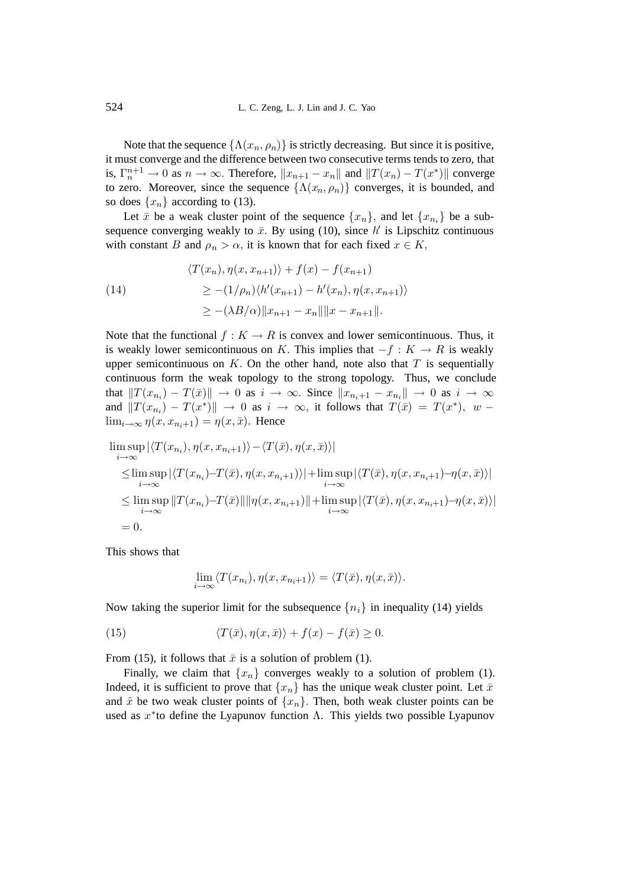Note that the sequence $\{\Lambda(x_n, \rho_n)\}$ is strictly decreasing. But since it is positive, it must converge and the difference between two consecutive terms tends to zero, that is, $\Gamma_n^{n+1} \to 0$ as $n \to \infty$. Therefore, $\|x_{n+1} - x_n\|$ and $\|T(x_n) - T(x^*)\|$ converge to zero. Moreover, since the sequence $\{\Lambda(x_n, \rho_n)\}$ converges, it is bounded, and so does $\{x_n\}$ according to (13).

Let $\bar{x}$ be a weak cluster point of the sequence $\{x_n\}$, and let $\{x_{n_i}\}$ be a subsequence converging weakly to $\bar{x}$. By using (10), since $h'$ is Lipschitz continuous with constant $B$ and $\rho_n > \alpha$, it is known that for each fixed $x \in K$,

$$
\begin{aligned}
&\langle T(x_n), \eta(x, x_{n+1})\rangle + f(x) - f(x_{n+1}) \\
&\quad \geq -(1/\rho_n)\langle h'(x_{n+1}) - h'(x_n), \eta(x, x_{n+1})\rangle \\
&\quad \geq -(\lambda B/\alpha)\|x_{n+1} - x_n\|\|x - x_{n+1}\|.
\end{aligned} \tag{14}
$$

Note that the functional $f : K \to R$ is convex and lower semicontinuous. Thus, it is weakly lower semicontinuous on $K$. This implies that $-f : K \to R$ is weakly upper semicontinuous on $K$. On the other hand, note also that $T$ is sequentially continuous form the weak topology to the strong topology. Thus, we conclude that $\|T(x_{n_i}) - T(\bar{x})\| \to 0$ as $i \to \infty$. Since $\|x_{n_i+1} - x_{n_i}\| \to 0$ as $i \to \infty$ and $\|T(x_{n_i}) - T(x^*)\| \to 0$ as $i \to \infty$, it follows that $T(\bar{x}) = T(x^*)$, $w-\lim_{i\to\infty} \eta(x, x_{n_i+1}) = \eta(x, \bar{x})$. Hence

$$
\begin{aligned}
&\limsup_{i\to\infty} |\langle T(x_{n_i}), \eta(x, x_{n_i+1})\rangle - \langle T(\bar{x}), \eta(x, \bar{x})\rangle| \\
&\leq \limsup_{i\to\infty} |\langle T(x_{n_i}) - T(\bar{x}), \eta(x, x_{n_i+1})\rangle| + \limsup_{i\to\infty} |\langle T(\bar{x}), \eta(x, x_{n_i+1}) - \eta(x, \bar{x})\rangle| \\
&\leq \limsup_{i\to\infty} \|T(x_{n_i}) - T(\bar{x})\|\|\eta(x, x_{n_i+1})\| + \limsup_{i\to\infty} |\langle T(\bar{x}), \eta(x, x_{n_i+1}) - \eta(x, \bar{x})\rangle| \\
&= 0.
\end{aligned}
$$

This shows that

$$
\lim_{i\to\infty} \langle T(x_{n_i}), \eta(x, x_{n_i+1})\rangle = \langle T(\bar{x}), \eta(x, \bar{x})\rangle.
$$

Now taking the superior limit for the subsequence $\{n_i\}$ in inequality (14) yields

$$
\langle T(\bar{x}), \eta(x, \bar{x})\rangle + f(x) - f(\bar{x}) \geq 0. \tag{15}
$$

From (15), it follows that $\bar{x}$ is a solution of problem (1).

Finally, we claim that $\{x_n\}$ converges weakly to a solution of problem (1). Indeed, it is sufficient to prove that $\{x_n\}$ has the unique weak cluster point. Let $\bar{x}$ and $\hat{x}$ be two weak cluster points of $\{x_n\}$. Then, both weak cluster points can be used as $x^*$to define the Lyapunov function $\Lambda$. This yields two possible Lyapunov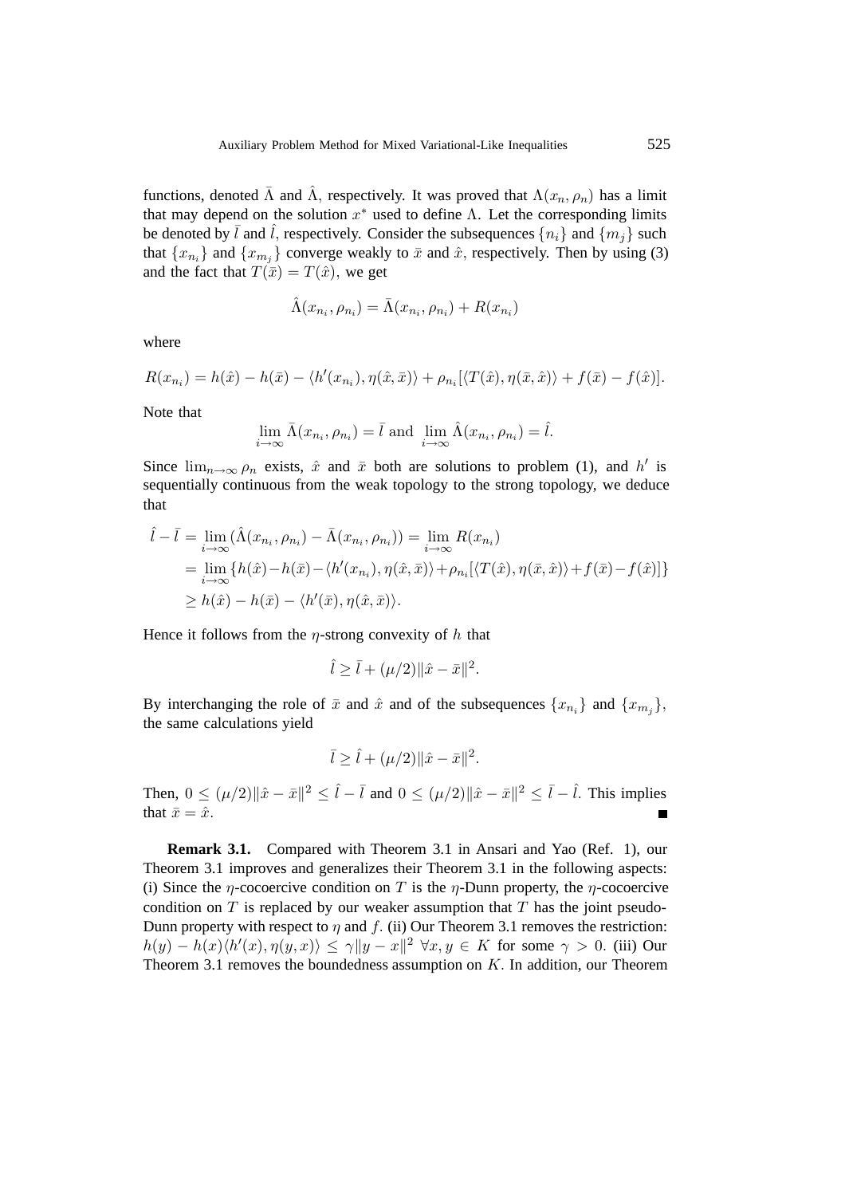functions, denoted $\bar{\Lambda}$ and $\hat{\Lambda}$, respectively. It was proved that $\Lambda(x_n, \rho_n)$ has a limit that may depend on the solution $x^*$ used to define $\Lambda$. Let the corresponding limits be denoted by $\bar{l}$ and $\hat{l}$, respectively. Consider the subsequences $\{n_i\}$ and $\{m_j\}$ such that $\{x_{n_i}\}$ and $\{x_{m_j}\}$ converge weakly to $\bar{x}$ and $\hat{x}$, respectively. Then by using (3) and the fact that $T(\bar{x}) = T(\hat{x})$, we get

$$\hat{\Lambda}(x_{n_i}, \rho_{n_i}) = \bar{\Lambda}(x_{n_i}, \rho_{n_i}) + R(x_{n_i})$$

where

$$R(x_{n_i}) = h(\hat{x}) - h(\bar{x}) - \langle h'(x_{n_i}), \eta(\hat{x}, \bar{x})\rangle + \rho_{n_i}[\langle T(\hat{x}), \eta(\bar{x}, \hat{x})\rangle + f(\bar{x}) - f(\hat{x})].$$

Note that

$$\lim_{i\to\infty} \bar{\Lambda}(x_{n_i}, \rho_{n_i}) = \bar{l} \text{ and } \lim_{i\to\infty} \hat{\Lambda}(x_{n_i}, \rho_{n_i}) = \hat{l}.$$

Since $\lim_{n\to\infty} \rho_n$ exists, $\hat{x}$ and $\bar{x}$ both are solutions to problem (1), and $h'$ is sequentially continuous from the weak topology to the strong topology, we deduce that

$$\begin{aligned}
\hat{l} - \bar{l} &= \lim_{i\to\infty}(\hat{\Lambda}(x_{n_i}, \rho_{n_i}) - \bar{\Lambda}(x_{n_i}, \rho_{n_i})) = \lim_{i\to\infty} R(x_{n_i}) \\
&= \lim_{i\to\infty}\{h(\hat{x}) - h(\bar{x}) - \langle h'(x_{n_i}), \eta(\hat{x}, \bar{x})\rangle + \rho_{n_i}[\langle T(\hat{x}), \eta(\bar{x}, \hat{x})\rangle + f(\bar{x}) - f(\hat{x})]\} \\
&\geq h(\hat{x}) - h(\bar{x}) - \langle h'(\bar{x}), \eta(\hat{x}, \bar{x})\rangle.
\end{aligned}$$

Hence it follows from the $\eta$-strong convexity of $h$ that

$$\hat{l} \geq \bar{l} + (\mu/2)\|\hat{x} - \bar{x}\|^2.$$

By interchanging the role of $\bar{x}$ and $\hat{x}$ and of the subsequences $\{x_{n_i}\}$ and $\{x_{m_j}\}$, the same calculations yield

$$\bar{l} \geq \hat{l} + (\mu/2)\|\hat{x} - \bar{x}\|^2.$$

Then, $0 \leq (\mu/2)\|\hat{x} - \bar{x}\|^2 \leq \hat{l} - \bar{l}$ and $0 \leq (\mu/2)\|\hat{x} - \bar{x}\|^2 \leq \bar{l} - \hat{l}$. This implies that $\bar{x} = \hat{x}$. ∎

**Remark 3.1.** Compared with Theorem 3.1 in Ansari and Yao (Ref. 1), our Theorem 3.1 improves and generalizes their Theorem 3.1 in the following aspects: (i) Since the $\eta$-cocoercive condition on $T$ is the $\eta$-Dunn property, the $\eta$-cocoercive condition on $T$ is replaced by our weaker assumption that $T$ has the joint pseudo-Dunn property with respect to $\eta$ and $f$. (ii) Our Theorem 3.1 removes the restriction: $h(y) - h(x)\langle h'(x), \eta(y, x)\rangle \leq \gamma\|y - x\|^2 \ \forall x, y \in K$ for some $\gamma > 0$. (iii) Our Theorem 3.1 removes the boundedness assumption on $K$. In addition, our Theorem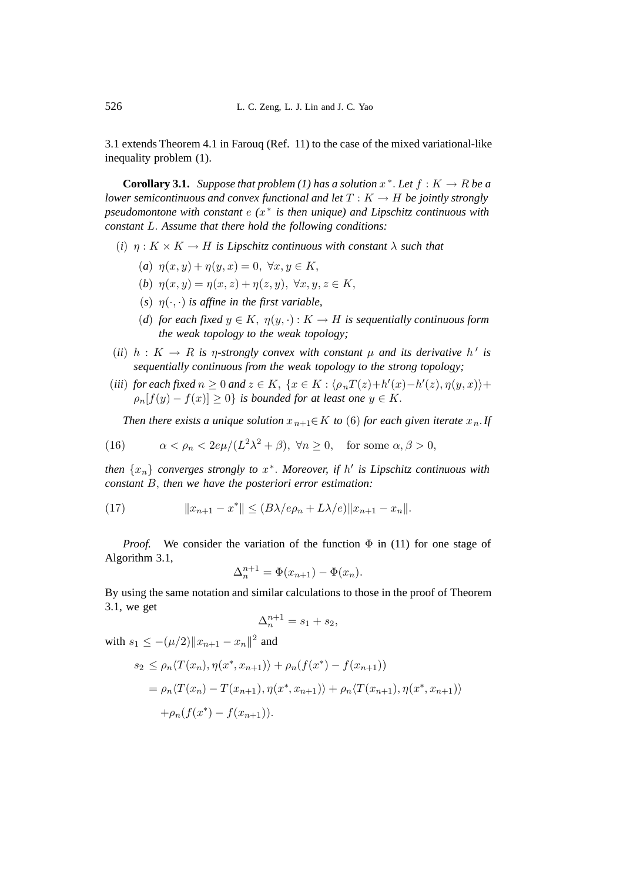3.1 extends Theorem 4.1 in Farouq (Ref. 11) to the case of the mixed variational-like inequality problem (1).

**Corollary 3.1.** *Suppose that problem (1) has a solution $x^*$. Let $f : K \to R$ be a lower semicontinuous and convex functional and let $T : K \to H$ be jointly strongly pseudomontone with constant $e$ ($x^*$ is then unique) and Lipschitz continuous with constant $L$. Assume that there hold the following conditions:*

- $(i)$ *$\eta : K \times K \to H$ is Lipschitz continuous with constant $\lambda$ such that*
  - $(a)$ $\eta(x, y) + \eta(y, x) = 0,\ \forall x, y \in K,$
  - $(b)$ $\eta(x, y) = \eta(x, z) + \eta(z, y),\ \forall x, y, z \in K,$
  - $(s)$ *$\eta(\cdot, \cdot)$ is affine in the first variable,*
  - $(d)$ *for each fixed $y \in K$, $\eta(y, \cdot) : K \to H$ is sequentially continuous form the weak topology to the weak topology;*
- $(ii)$ *$h : K \to R$ is $\eta$-strongly convex with constant $\mu$ and its derivative $h'$ is sequentially continuous from the weak topology to the strong topology;*
- $(iii)$ *for each fixed $n \geq 0$ and $z \in K$, $\{x \in K : \langle \rho_n T(z) + h'(x) - h'(z), \eta(y, x)\rangle + \rho_n[f(y) - f(x)] \geq 0\}$ is bounded for at least one $y \in K$.*

*Then there exists a unique solution $x_{n+1} \in K$ to (6) for each given iterate $x_n$. If*

$$\alpha < \rho_n < 2e\mu/(L^2\lambda^2 + \beta),\ \forall n \geq 0, \quad \text{for some } \alpha, \beta > 0, \tag{16}$$

*then $\{x_n\}$ converges strongly to $x^*$. Moreover, if $h'$ is Lipschitz continuous with constant $B$, then we have the posteriori error estimation:*

$$\|x_{n+1} - x^*\| \leq (B\lambda/e\rho_n + L\lambda/e)\|x_{n+1} - x_n\|. \tag{17}$$

*Proof.* We consider the variation of the function $\Phi$ in (11) for one stage of Algorithm 3.1,

$$\Delta_n^{n+1} = \Phi(x_{n+1}) - \Phi(x_n).$$

By using the same notation and similar calculations to those in the proof of Theorem 3.1, we get

$$\Delta_n^{n+1} = s_1 + s_2,$$

with $s_1 \leq -(\mu/2)\|x_{n+1} - x_n\|^2$ and

$$\begin{aligned}
s_2 &\leq \rho_n\langle T(x_n), \eta(x^*, x_{n+1})\rangle + \rho_n(f(x^*) - f(x_{n+1})) \\
&= \rho_n\langle T(x_n) - T(x_{n+1}), \eta(x^*, x_{n+1})\rangle + \rho_n\langle T(x_{n+1}), \eta(x^*, x_{n+1})\rangle \\
&\quad + \rho_n(f(x^*) - f(x_{n+1})).
\end{aligned}$$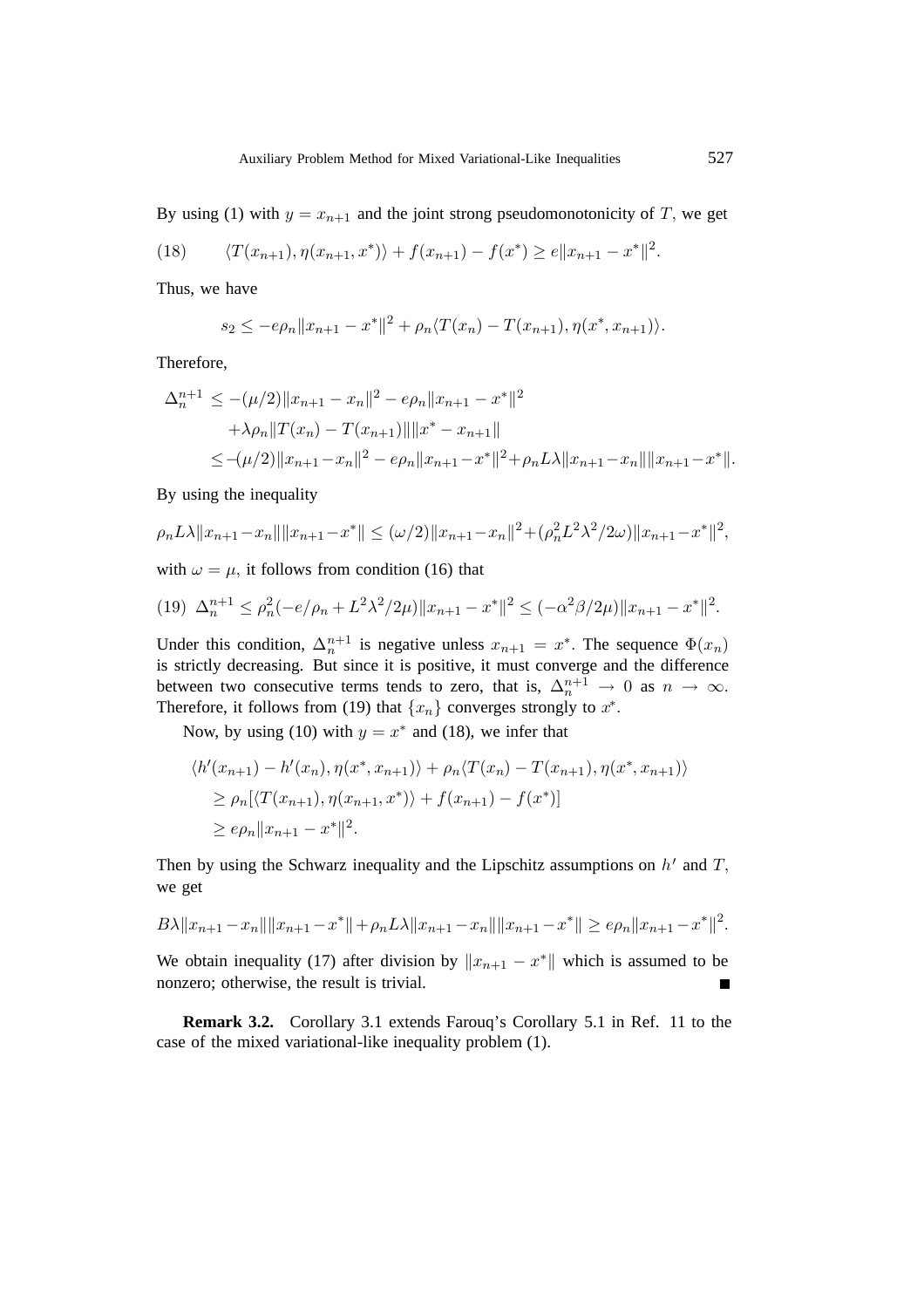By using (1) with $y = x_{n+1}$ and the joint strong pseudomonotonicity of $T$, we get

$$\langle T(x_{n+1}), \eta(x_{n+1}, x^*)\rangle + f(x_{n+1}) - f(x^*) \geq e\|x_{n+1} - x^*\|^2. \tag{18}$$

Thus, we have

$$s_2 \leq -e\rho_n\|x_{n+1} - x^*\|^2 + \rho_n\langle T(x_n) - T(x_{n+1}), \eta(x^*, x_{n+1})\rangle.$$

Therefore,

$$\begin{aligned}
\Delta_n^{n+1} &\leq -(\mu/2)\|x_{n+1} - x_n\|^2 - e\rho_n\|x_{n+1} - x^*\|^2 \\
&\quad + \lambda\rho_n\|T(x_n) - T(x_{n+1})\|\|x^* - x_{n+1}\| \\
&\leq -(\mu/2)\|x_{n+1} - x_n\|^2 - e\rho_n\|x_{n+1} - x^*\|^2 + \rho_n L\lambda\|x_{n+1} - x_n\|\|x_{n+1} - x^*\|.
\end{aligned}$$

By using the inequality

$$\rho_n L\lambda\|x_{n+1} - x_n\|\|x_{n+1} - x^*\| \leq (\omega/2)\|x_{n+1} - x_n\|^2 + (\rho_n^2 L^2\lambda^2/2\omega)\|x_{n+1} - x^*\|^2,$$

with $\omega = \mu$, it follows from condition (16) that

$$\Delta_n^{n+1} \leq \rho_n^2(-e/\rho_n + L^2\lambda^2/2\mu)\|x_{n+1} - x^*\|^2 \leq (-\alpha^2\beta/2\mu)\|x_{n+1} - x^*\|^2. \tag{19}$$

Under this condition, $\Delta_n^{n+1}$ is negative unless $x_{n+1} = x^*$. The sequence $\Phi(x_n)$ is strictly decreasing. But since it is positive, it must converge and the difference between two consecutive terms tends to zero, that is, $\Delta_n^{n+1} \to 0$ as $n \to \infty$. Therefore, it follows from (19) that $\{x_n\}$ converges strongly to $x^*$.

Now, by using (10) with $y = x^*$ and (18), we infer that

$$\begin{aligned}
&\langle h'(x_{n+1}) - h'(x_n), \eta(x^*, x_{n+1})\rangle + \rho_n\langle T(x_n) - T(x_{n+1}), \eta(x^*, x_{n+1})\rangle \\
&\geq \rho_n[\langle T(x_{n+1}), \eta(x_{n+1}, x^*)\rangle + f(x_{n+1}) - f(x^*)] \\
&\geq e\rho_n\|x_{n+1} - x^*\|^2.
\end{aligned}$$

Then by using the Schwarz inequality and the Lipschitz assumptions on $h'$ and $T$, we get

$$B\lambda\|x_{n+1} - x_n\|\|x_{n+1} - x^*\| + \rho_n L\lambda\|x_{n+1} - x_n\|\|x_{n+1} - x^*\| \geq e\rho_n\|x_{n+1} - x^*\|^2.$$

We obtain inequality (17) after division by $\|x_{n+1} - x^*\|$ which is assumed to be nonzero; otherwise, the result is trivial. ■

**Remark 3.2.** Corollary 3.1 extends Farouq's Corollary 5.1 in Ref. 11 to the case of the mixed variational-like inequality problem (1).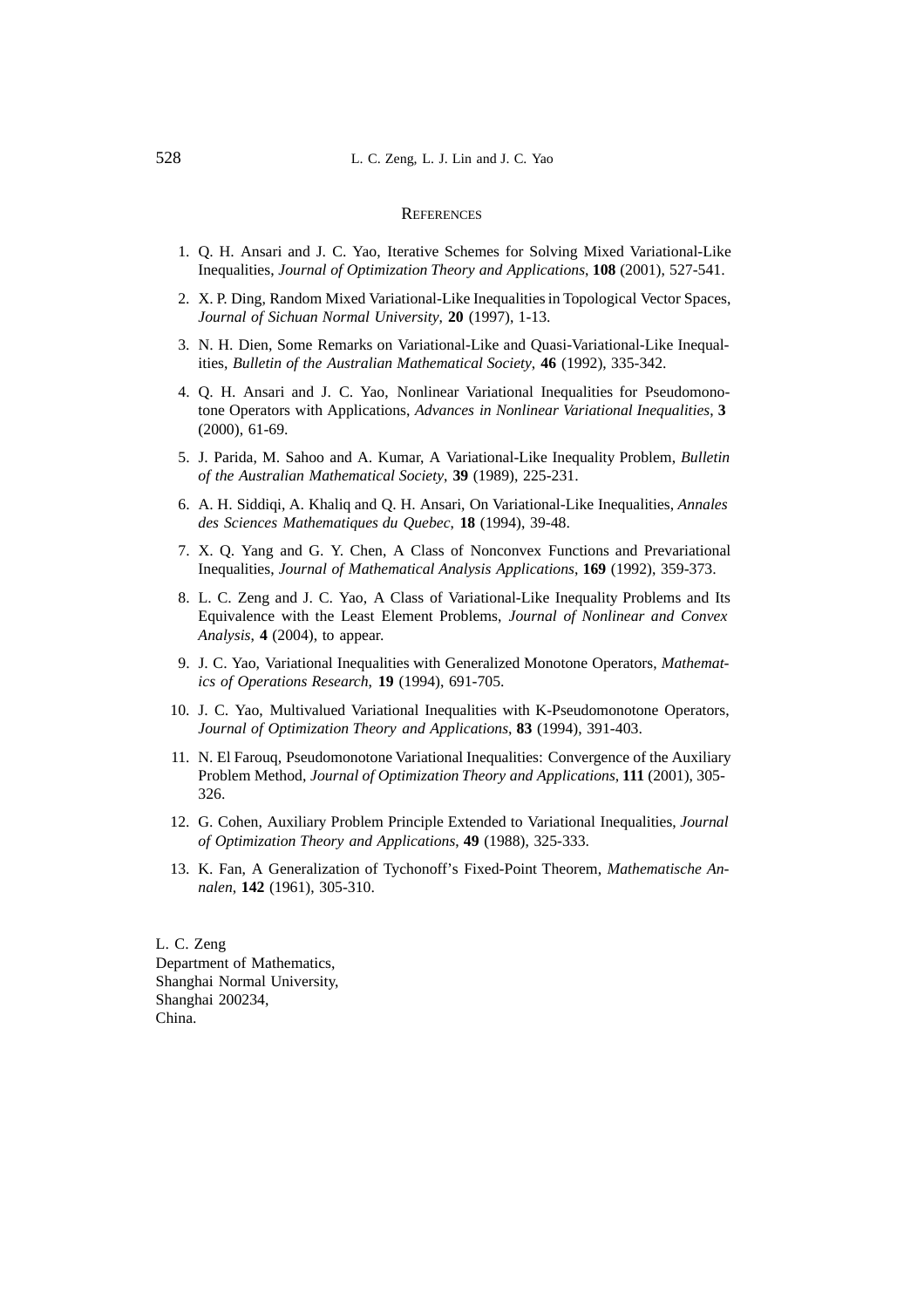## REFERENCES

1. Q. H. Ansari and J. C. Yao, Iterative Schemes for Solving Mixed Variational-Like Inequalities, *Journal of Optimization Theory and Applications*, **108** (2001), 527-541.

2. X. P. Ding, Random Mixed Variational-Like Inequalities in Topological Vector Spaces, *Journal of Sichuan Normal University*, **20** (1997), 1-13.

3. N. H. Dien, Some Remarks on Variational-Like and Quasi-Variational-Like Inequalities, *Bulletin of the Australian Mathematical Society*, **46** (1992), 335-342.

4. Q. H. Ansari and J. C. Yao, Nonlinear Variational Inequalities for Pseudomonotone Operators with Applications, *Advances in Nonlinear Variational Inequalities*, **3** (2000), 61-69.

5. J. Parida, M. Sahoo and A. Kumar, A Variational-Like Inequality Problem, *Bulletin of the Australian Mathematical Society*, **39** (1989), 225-231.

6. A. H. Siddiqi, A. Khaliq and Q. H. Ansari, On Variational-Like Inequalities, *Annales des Sciences Mathematiques du Quebec*, **18** (1994), 39-48.

7. X. Q. Yang and G. Y. Chen, A Class of Nonconvex Functions and Prevariational Inequalities, *Journal of Mathematical Analysis Applications*, **169** (1992), 359-373.

8. L. C. Zeng and J. C. Yao, A Class of Variational-Like Inequality Problems and Its Equivalence with the Least Element Problems, *Journal of Nonlinear and Convex Analysis*, **4** (2004), to appear.

9. J. C. Yao, Variational Inequalities with Generalized Monotone Operators, *Mathematics of Operations Research*, **19** (1994), 691-705.

10. J. C. Yao, Multivalued Variational Inequalities with K-Pseudomonotone Operators, *Journal of Optimization Theory and Applications*, **83** (1994), 391-403.

11. N. El Farouq, Pseudomonotone Variational Inequalities: Convergence of the Auxiliary Problem Method, *Journal of Optimization Theory and Applications*, **111** (2001), 305-326.

12. G. Cohen, Auxiliary Problem Principle Extended to Variational Inequalities, *Journal of Optimization Theory and Applications*, **49** (1988), 325-333.

13. K. Fan, A Generalization of Tychonoff's Fixed-Point Theorem, *Mathematische Annalen*, **142** (1961), 305-310.

L. C. Zeng
Department of Mathematics,
Shanghai Normal University,
Shanghai 200234,
China.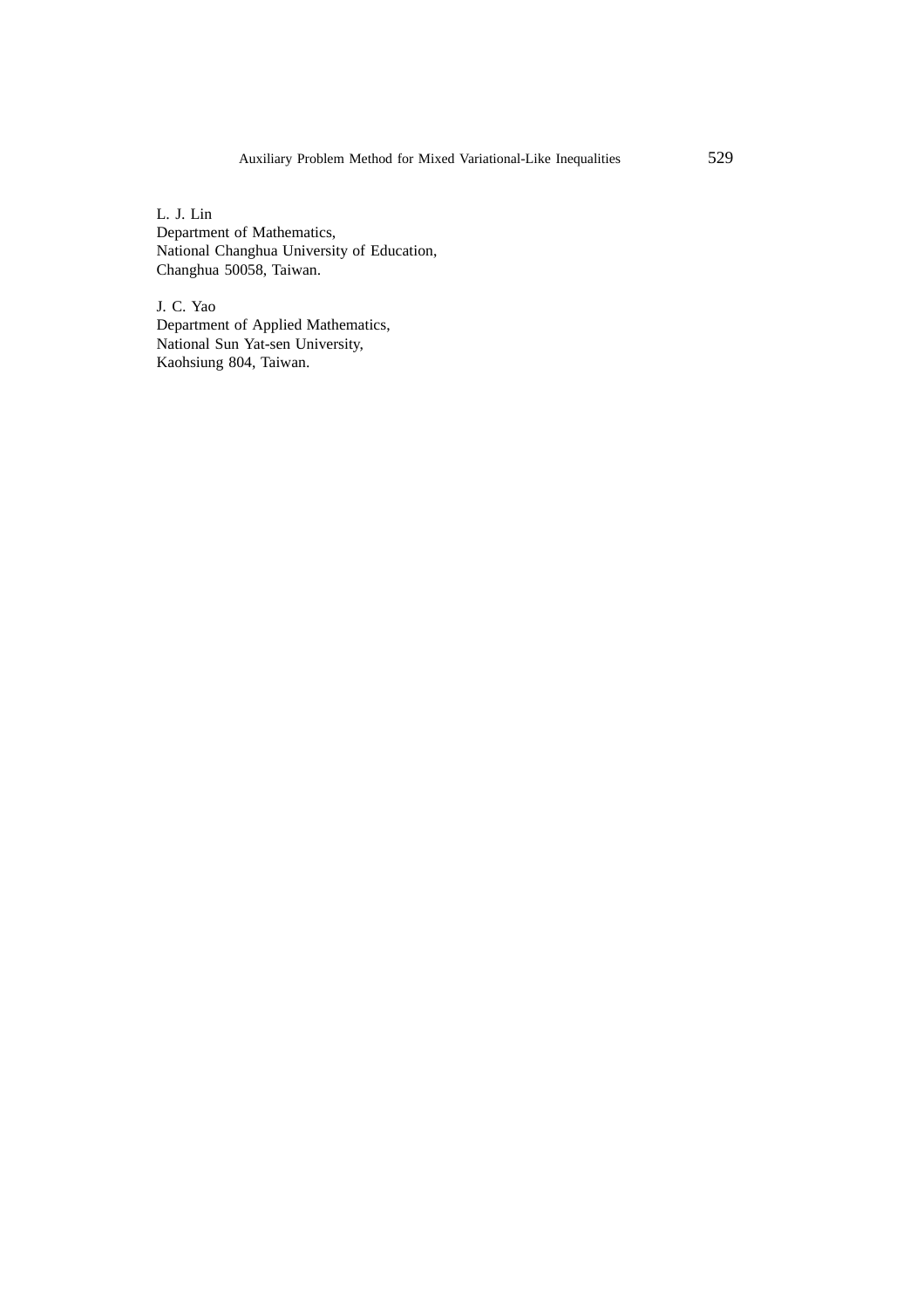L. J. Lin
Department of Mathematics,
National Changhua University of Education,
Changhua 50058, Taiwan.

J. C. Yao
Department of Applied Mathematics,
National Sun Yat-sen University,
Kaohsiung 804, Taiwan.